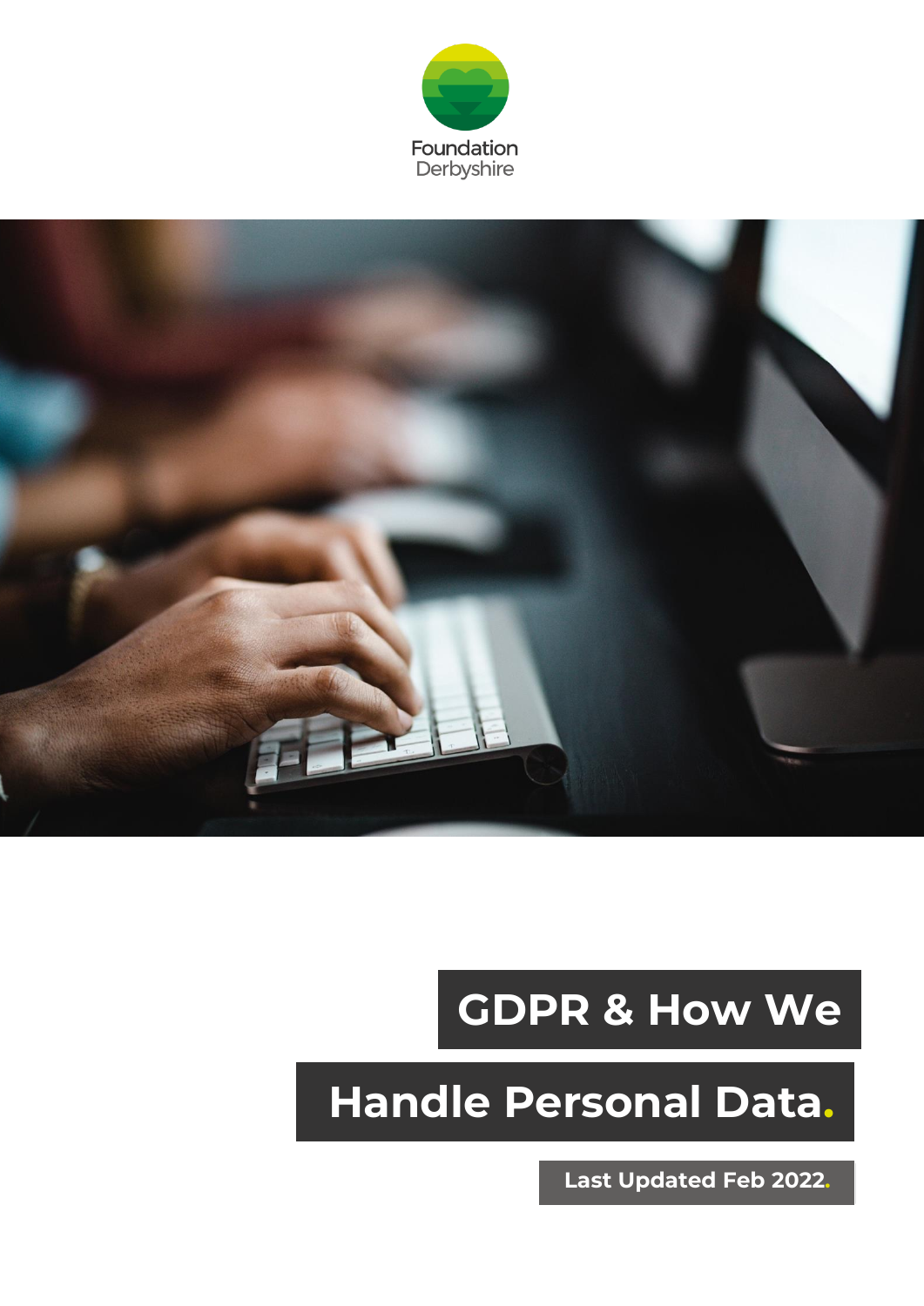Foundation Derbyshire

# GDPR & How We Handle Personal Data.

**Last Updated Feb 2022.**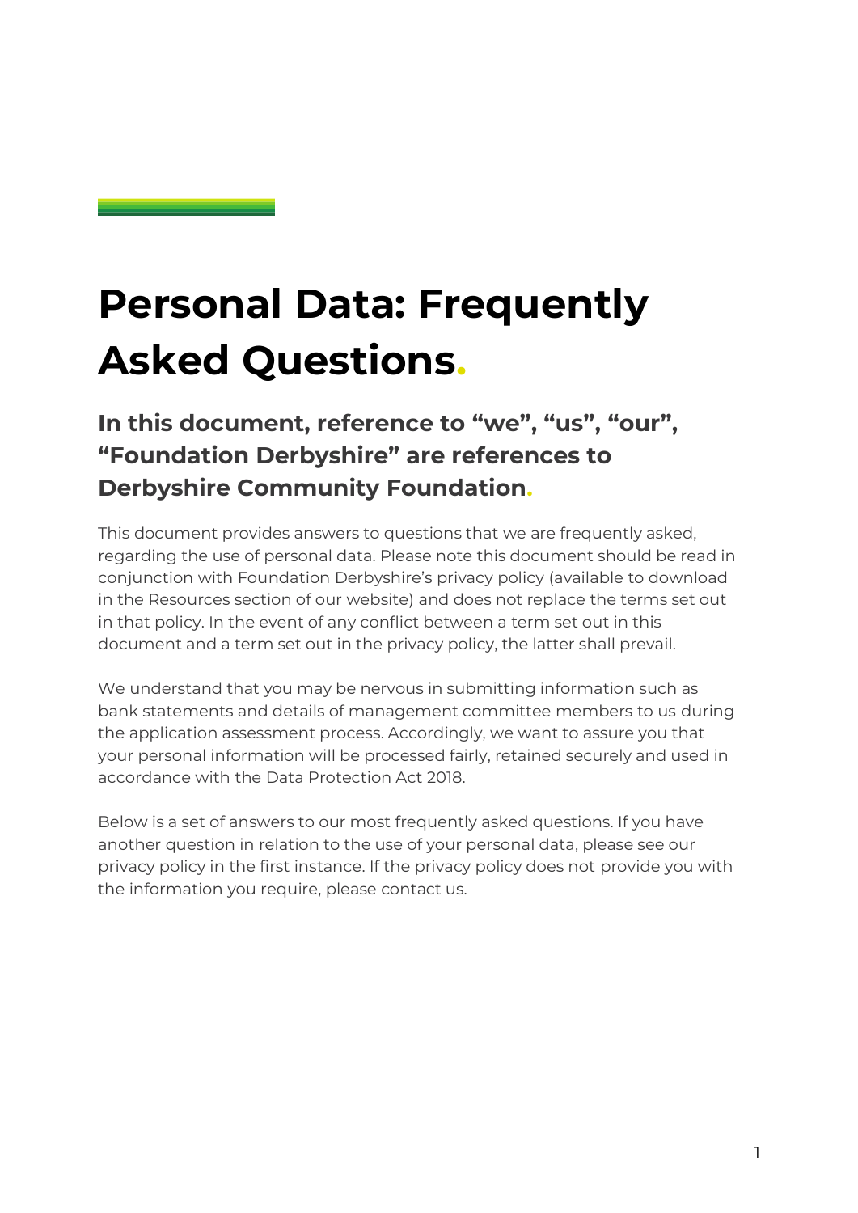# Personal Data: Frequently Asked Questions.

## In this document, reference to “we”, “us”, “our”, “Foundation Derbyshire” are references to Derbyshire Community Foundation.

This document provides answers to questions that we are frequently asked, regarding the use of personal data. Please note this document should be read in conjunction with Foundation Derbyshire’s privacy policy (available to download in the Resources section of our website) and does not replace the terms set out in that policy. In the event of any conflict between a term set out in this document and a term set out in the privacy policy, the latter shall prevail.

We understand that you may be nervous in submitting information such as bank statements and details of management committee members to us during the application assessment process. Accordingly, we want to assure you that your personal information will be processed fairly, retained securely and used in accordance with the Data Protection Act 2018.

Below is a set of answers to our most frequently asked questions. If you have another question in relation to the use of your personal data, please see our privacy policy in the first instance. If the privacy policy does not provide you with the information you require, please contact us.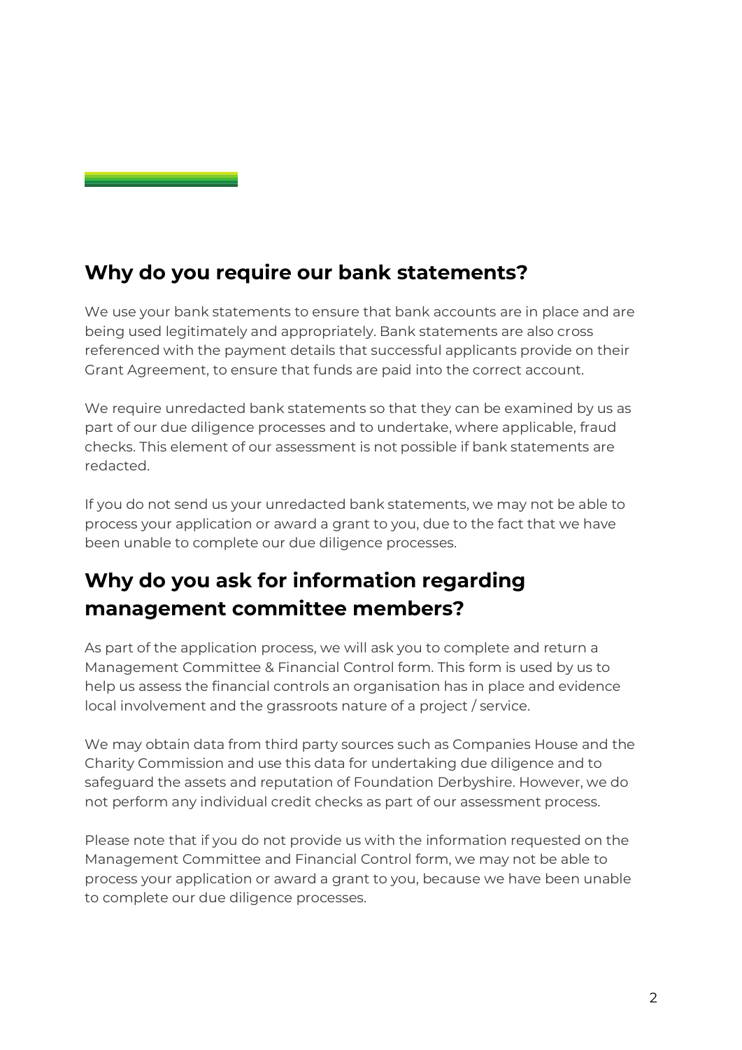## Why do you require our bank statements?

We use your bank statements to ensure that bank accounts are in place and are being used legitimately and appropriately. Bank statements are also cross referenced with the payment details that successful applicants provide on their Grant Agreement, to ensure that funds are paid into the correct account.

We require unredacted bank statements so that they can be examined by us as part of our due diligence processes and to undertake, where applicable, fraud checks. This element of our assessment is not possible if bank statements are redacted.

If you do not send us your unredacted bank statements, we may not be able to process your application or award a grant to you, due to the fact that we have been unable to complete our due diligence processes.

## Why do you ask for information regarding management committee members?

As part of the application process, we will ask you to complete and return a Management Committee & Financial Control form. This form is used by us to help us assess the financial controls an organisation has in place and evidence local involvement and the grassroots nature of a project / service.

We may obtain data from third party sources such as Companies House and the Charity Commission and use this data for undertaking due diligence and to safeguard the assets and reputation of Foundation Derbyshire. However, we do not perform any individual credit checks as part of our assessment process.

Please note that if you do not provide us with the information requested on the Management Committee and Financial Control form, we may not be able to process your application or award a grant to you, because we have been unable to complete our due diligence processes.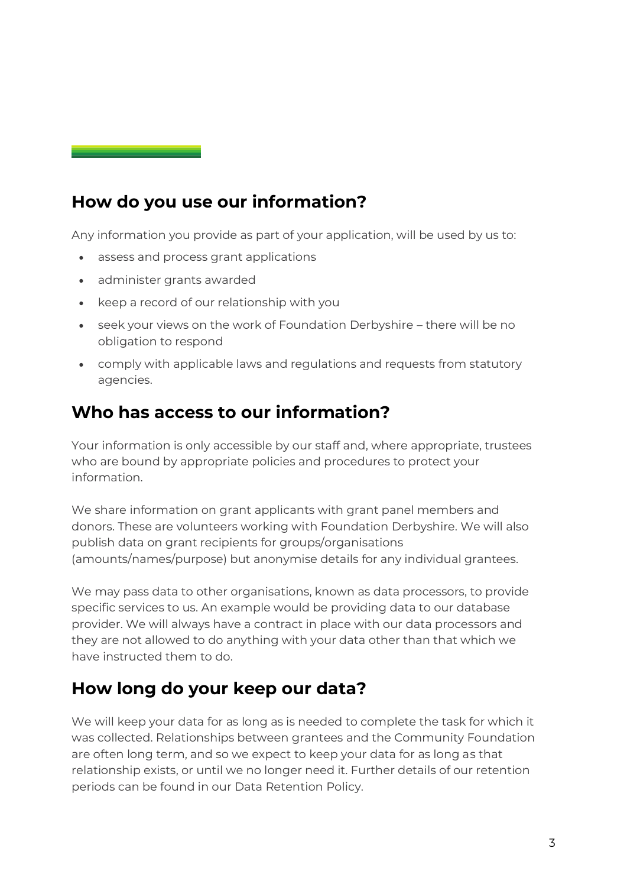## How do you use our information?

Any information you provide as part of your application, will be used by us to:

- assess and process grant applications
- administer grants awarded
- keep a record of our relationship with you
- seek your views on the work of Foundation Derbyshire – there will be no obligation to respond
- comply with applicable laws and regulations and requests from statutory agencies.

## Who has access to our information?

Your information is only accessible by our staff and, where appropriate, trustees who are bound by appropriate policies and procedures to protect your information.

We share information on grant applicants with grant panel members and donors. These are volunteers working with Foundation Derbyshire. We will also publish data on grant recipients for groups/organisations (amounts/names/purpose) but anonymise details for any individual grantees.

We may pass data to other organisations, known as data processors, to provide specific services to us. An example would be providing data to our database provider. We will always have a contract in place with our data processors and they are not allowed to do anything with your data other than that which we have instructed them to do.

## How long do your keep our data?

We will keep your data for as long as is needed to complete the task for which it was collected. Relationships between grantees and the Community Foundation are often long term, and so we expect to keep your data for as long as that relationship exists, or until we no longer need it. Further details of our retention periods can be found in our Data Retention Policy.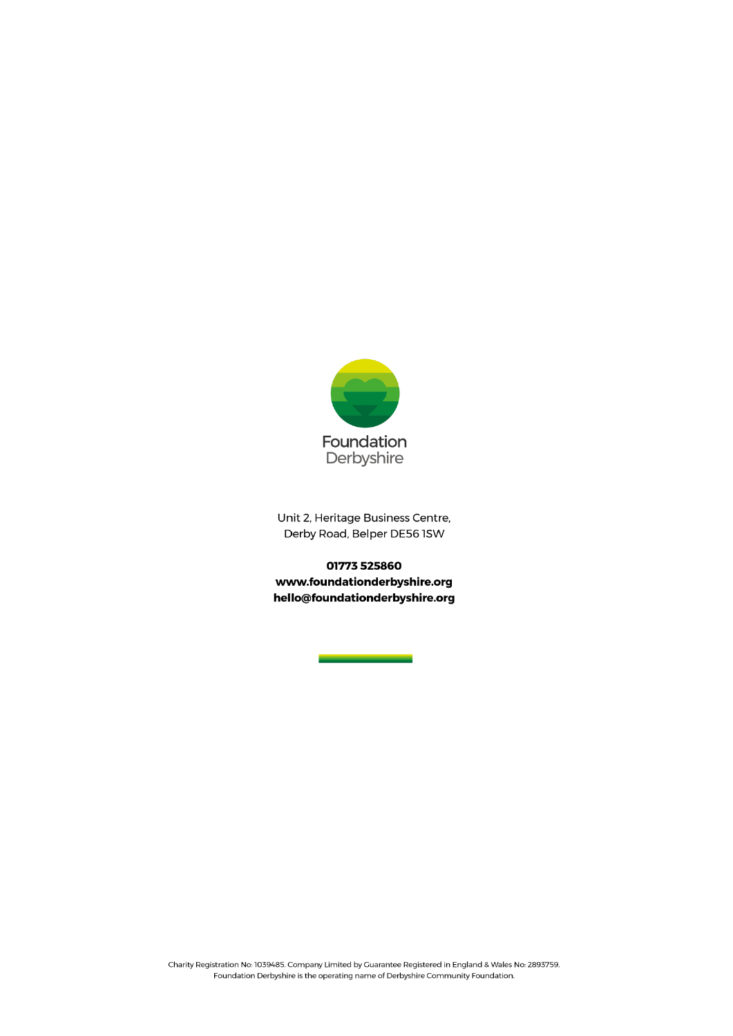Foundation Derbyshire

Unit 2, Heritage Business Centre,
Derby Road, Belper DE56 1SW

**01773 525860**
**www.foundationderbyshire.org**
**hello@foundationderbyshire.org**

Charity Registration No: 1039485. Company Limited by Guarantee Registered in England & Wales No: 2893759.
Foundation Derbyshire is the operating name of Derbyshire Community Foundation.